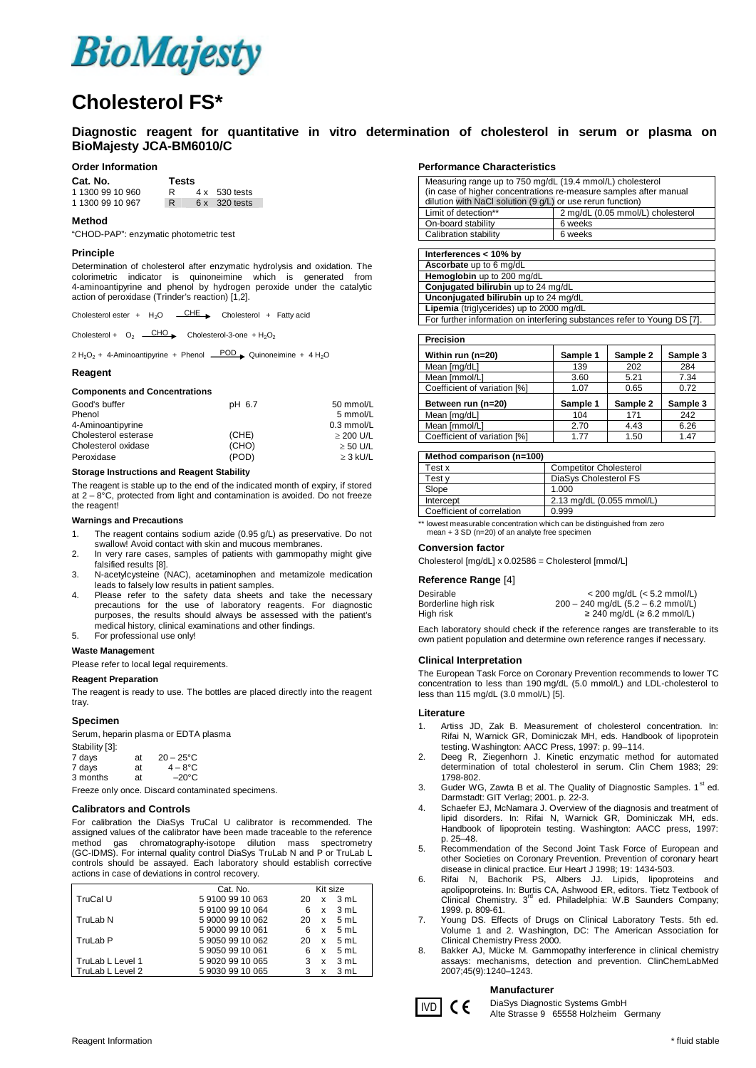# BioMajesty

# Cholesterol FS*

## Diagnostic reagent for quantitative in vitro determination of cholesterol in serum or plasma on BioMajesty JCA-BM6010/C

### Order Information

| Cat. No. | Tests |
|---|---|
| 1 1300 99 10 960 | R 4 x 530 tests |
| 1 1300 99 10 967 | R 6 x 320 tests |

### Method

"CHOD-PAP": enzymatic photometric test

### Principle

Determination of cholesterol after enzymatic hydrolysis and oxidation. The colorimetric indicator is quinoneimine which is generated from 4-aminoantipyrine and phenol by hydrogen peroxide under the catalytic action of peroxidase (Trinder's reaction) [1,2].

$$\text{Cholesterol ester} + H_2O \xrightarrow{CHE} \text{Cholesterol} + \text{Fatty acid}$$

$$\text{Cholesterol} + O_2 \xrightarrow{CHO} \text{Cholesterol-3-one} + H_2O_2$$

$$2\,H_2O_2 + \text{4-Aminoantipyrine} + \text{Phenol} \xrightarrow{POD} \text{Quinoneimine} + 4\,H_2O$$

### Reagent

#### Components and Concentrations

| | | |
|---|---|---|
| Good's buffer | pH 6.7 | 50 mmol/L |
| Phenol | | 5 mmol/L |
| 4-Aminoantipyrine | | 0.3 mmol/L |
| Cholesterol esterase | (CHE) | ≥ 200 U/L |
| Cholesterol oxidase | (CHO) | ≥ 50 U/L |
| Peroxidase | (POD) | ≥ 3 kU/L |

#### Storage Instructions and Reagent Stability

The reagent is stable up to the end of the indicated month of expiry, if stored at 2 – 8°C, protected from light and contamination is avoided. Do not freeze the reagent!

#### Warnings and Precautions

1. The reagent contains sodium azide (0.95 g/L) as preservative. Do not swallow! Avoid contact with skin and mucous membranes.
2. In very rare cases, samples of patients with gammopathy might give falsified results [8].
3. N-acetylcysteine (NAC), acetaminophen and metamizole medication leads to falsely low results in patient samples.
4. Please refer to the safety data sheets and take the necessary precautions for the use of laboratory reagents. For diagnostic purposes, the results should always be assessed with the patient's medical history, clinical examinations and other findings.
5. For professional use only!

#### Waste Management

Please refer to local legal requirements.

#### Reagent Preparation

The reagent is ready to use. The bottles are placed directly into the reagent tray.

### Specimen

Serum, heparin plasma or EDTA plasma

Stability [3]:

| | | |
|---|---|---|
| 7 days | at | 20 – 25°C |
| 7 days | at | 4 – 8°C |
| 3 months | at | –20°C |

Freeze only once. Discard contaminated specimens.

### Calibrators and Controls

For calibration the DiaSys TruCal U calibrator is recommended. The assigned values of the calibrator have been made traceable to the reference method gas chromatography-isotope dilution mass spectrometry (GC-IDMS). For internal quality control DiaSys TruLab N and P or TruLab L controls should be assayed. Each laboratory should establish corrective actions in case of deviations in control recovery.

| | Cat. No. | Kit size |
|---|---|---|
| TruCal U | 5 9100 99 10 063 | 20 x 3 mL |
| | 5 9100 99 10 064 | 6 x 3 mL |
| TruLab N | 5 9000 99 10 062 | 20 x 5 mL |
| | 5 9000 99 10 061 | 6 x 5 mL |
| TruLab P | 5 9050 99 10 062 | 20 x 5 mL |
| | 5 9050 99 10 061 | 6 x 5 mL |
| TruLab L Level 1 | 5 9020 99 10 065 | 3 x 3 mL |
| TruLab L Level 2 | 5 9030 99 10 065 | 3 x 3 mL |

### Performance Characteristics

| Measuring range up to 750 mg/dL (19.4 mmol/L) cholesterol (in case of higher concentrations re-measure samples after manual dilution with NaCl solution (9 g/L) or use rerun function) | |
|---|---|
| Limit of detection** | 2 mg/dL (0.05 mmol/L) cholesterol |
| On-board stability | 6 weeks |
| Calibration stability | 6 weeks |

| Interferences < 10% by |
|---|
| **Ascorbate** up to 6 mg/dL |
| **Hemoglobin** up to 200 mg/dL |
| **Conjugated bilirubin** up to 24 mg/dL |
| **Unconjugated bilirubin** up to 24 mg/dL |
| **Lipemia** (triglycerides) up to 2000 mg/dL |
| For further information on interfering substances refer to Young DS [7]. |

| Precision | | | |
|---|---|---|---|
| **Within run (n=20)** | **Sample 1** | **Sample 2** | **Sample 3** |
| Mean [mg/dL] | 139 | 202 | 284 |
| Mean [mmol/L] | 3.60 | 5.21 | 7.34 |
| Coefficient of variation [%] | 1.07 | 0.65 | 0.72 |
| **Between run (n=20)** | **Sample 1** | **Sample 2** | **Sample 3** |
| Mean [mg/dL] | 104 | 171 | 242 |
| Mean [mmol/L] | 2.70 | 4.43 | 6.26 |
| Coefficient of variation [%] | 1.77 | 1.50 | 1.47 |

| Method comparison (n=100) | |
|---|---|
| Test x | Competitor Cholesterol |
| Test y | DiaSys Cholesterol FS |
| Slope | 1.000 |
| Intercept | 2.13 mg/dL (0.055 mmol/L) |
| Coefficient of correlation | 0.999 |

** lowest measurable concentration which can be distinguished from zero mean + 3 SD (n=20) of an analyte free specimen

### Conversion factor

Cholesterol [mg/dL] x 0.02586 = Cholesterol [mmol/L]

### Reference Range [4]

| | |
|---|---|
| Desirable | < 200 mg/dL (< 5.2 mmol/L) |
| Borderline high risk | 200 – 240 mg/dL (5.2 – 6.2 mmol/L) |
| High risk | ≥ 240 mg/dL (≥ 6.2 mmol/L) |

Each laboratory should check if the reference ranges are transferable to its own patient population and determine own reference ranges if necessary.

### Clinical Interpretation

The European Task Force on Coronary Prevention recommends to lower TC concentration to less than 190 mg/dL (5.0 mmol/L) and LDL-cholesterol to less than 115 mg/dL (3.0 mmol/L) [5].

### Literature

1. Artiss JD, Zak B. Measurement of cholesterol concentration. In: Rifai N, Warnick GR, Dominiczak MH, eds. Handbook of lipoprotein testing. Washington: AACC Press, 1997: p. 99–114.
2. Deeg R, Ziegenhorn J. Kinetic enzymatic method for automated determination of total cholesterol in serum. Clin Chem 1983; 29: 1798-802.
3. Guder WG, Zawta B et al. The Quality of Diagnostic Samples. 1st ed. Darmstadt: GIT Verlag; 2001. p. 22-3.
4. Schaefer EJ, McNamara J. Overview of the diagnosis and treatment of lipid disorders. In: Rifai N, Warnick GR, Dominiczak MH, eds. Handbook of lipoprotein testing. Washington: AACC press, 1997: p. 25–48.
5. Recommendation of the Second Joint Task Force of European and other Societies on Coronary Prevention. Prevention of coronary heart disease in clinical practice. Eur Heart J 1998; 19: 1434-503.
6. Rifai N, Bachorik PS, Albers JJ. Lipids, lipoproteins and apolipoproteins. In: Burtis CA, Ashwood ER, editors. Tietz Textbook of Clinical Chemistry. 3rd ed. Philadelphia: W.B Saunders Company; 1999. p. 809-61.
7. Young DS. Effects of Drugs on Clinical Laboratory Tests. 5th ed. Volume 1 and 2. Washington, DC: The American Association for Clinical Chemistry Press 2000.
8. Bakker AJ, Mücke M. Gammopathy interference in clinical chemistry assays: mechanisms, detection and prevention. ClinChemLabMed 2007;45(9):1240–1243.

### Manufacturer

IVD CE

DiaSys Diagnostic Systems GmbH
Alte Strasse 9 65558 Holzheim Germany

Reagent Information

* fluid stable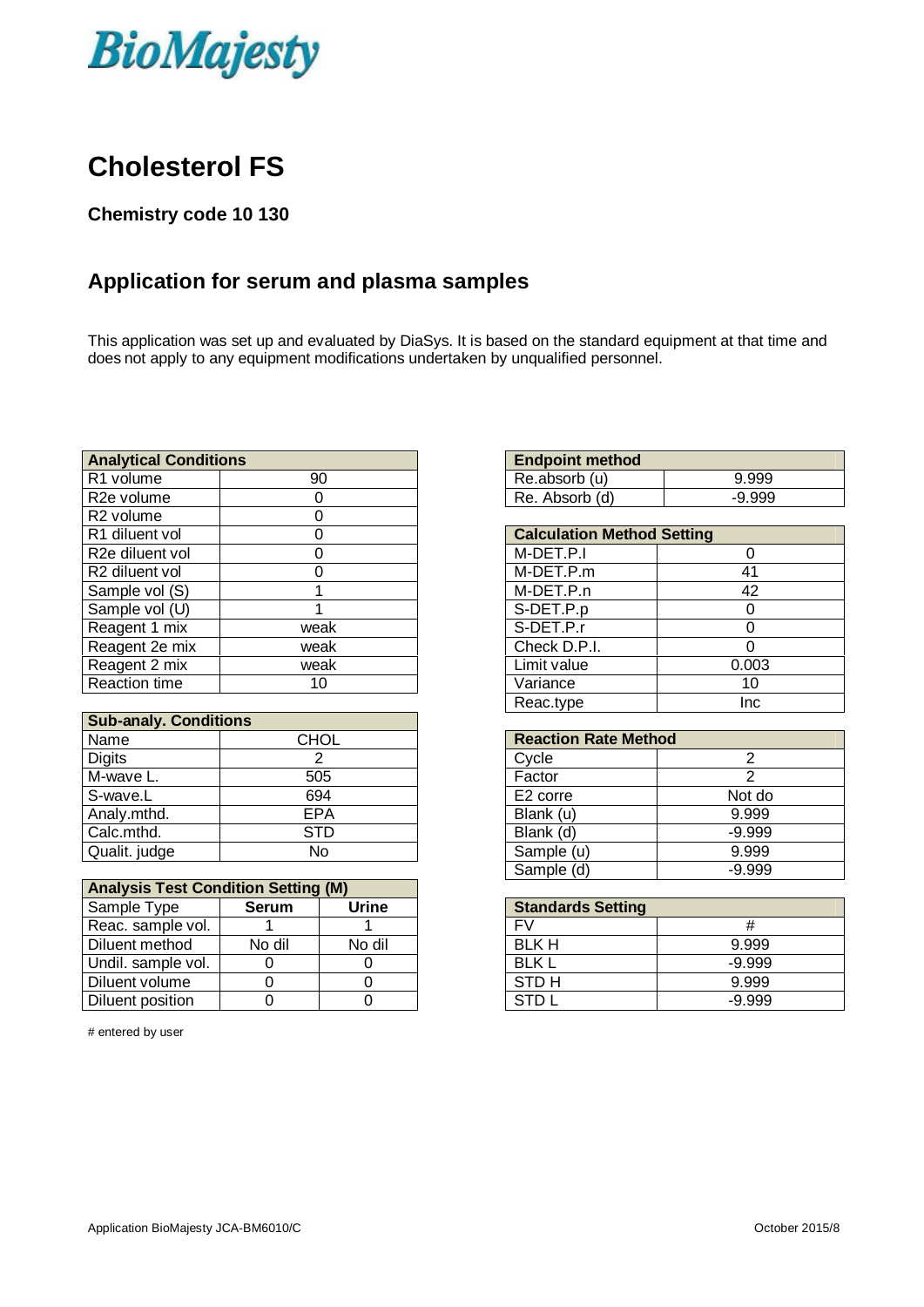BioMajesty

# Cholesterol FS

**Chemistry code 10 130**

## Application for serum and plasma samples

This application was set up and evaluated by DiaSys. It is based on the standard equipment at that time and does not apply to any equipment modifications undertaken by unqualified personnel.

| Analytical Conditions | |
|---|---|
| R1 volume | 90 |
| R2e volume | 0 |
| R2 volume | 0 |
| R1 diluent vol | 0 |
| R2e diluent vol | 0 |
| R2 diluent vol | 0 |
| Sample vol (S) | 1 |
| Sample vol (U) | 1 |
| Reagent 1 mix | weak |
| Reagent 2e mix | weak |
| Reagent 2 mix | weak |
| Reaction time | 10 |

| Sub-analy. Conditions | |
|---|---|
| Name | CHOL |
| Digits | 2 |
| M-wave L. | 505 |
| S-wave.L | 694 |
| Analy.mthd. | EPA |
| Calc.mthd. | STD |
| Qualit. judge | No |

| Analysis Test Condition Setting (M) | | |
|---|---|---|
| Sample Type | **Serum** | **Urine** |
| Reac. sample vol. | 1 | 1 |
| Diluent method | No dil | No dil |
| Undil. sample vol. | 0 | 0 |
| Diluent volume | 0 | 0 |
| Diluent position | 0 | 0 |

# entered by user

| Endpoint method | |
|---|---|
| Re.absorb (u) | 9.999 |
| Re. Absorb (d) | -9.999 |

| Calculation Method Setting | |
|---|---|
| M-DET.P.I | 0 |
| M-DET.P.m | 41 |
| M-DET.P.n | 42 |
| S-DET.P.p | 0 |
| S-DET.P.r | 0 |
| Check D.P.I. | 0 |
| Limit value | 0.003 |
| Variance | 10 |
| Reac.type | Inc |

| Reaction Rate Method | |
|---|---|
| Cycle | 2 |
| Factor | 2 |
| E2 corre | Not do |
| Blank (u) | 9.999 |
| Blank (d) | -9.999 |
| Sample (u) | 9.999 |
| Sample (d) | -9.999 |

| Standards Setting | |
|---|---|
| FV | # |
| BLK H | 9.999 |
| BLK L | -9.999 |
| STD H | 9.999 |
| STD L | -9.999 |

Application BioMajesty JCA-BM6010/C

October 2015/8